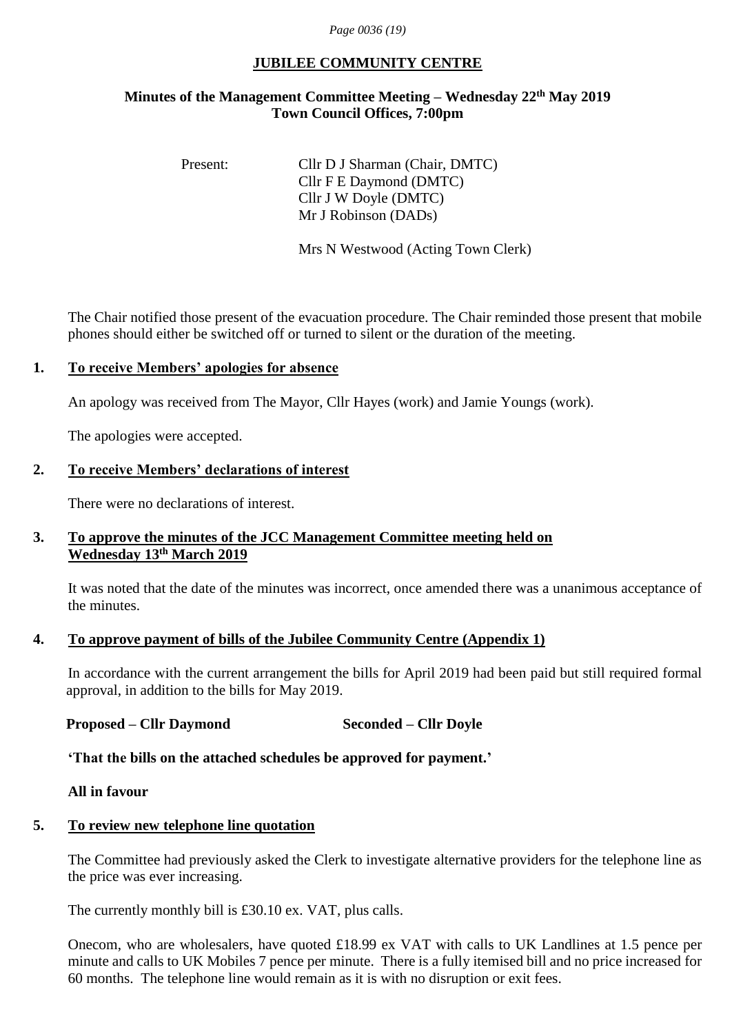# JUBILEE COMMUNITY CENTRE

## Minutes of the Management Committee Meeting – Wednesday 22nd May 2019
## Town Council Offices, 7:00pm

Present: Cllr D J Sharman (Chair, DMTC)
Cllr F E Daymond (DMTC)
Cllr J W Doyle (DMTC)
Mr J Robinson (DADs)

Mrs N Westwood (Acting Town Clerk)

The Chair notified those present of the evacuation procedure. The Chair reminded those present that mobile phones should either be switched off or turned to silent or the duration of the meeting.

### 1. To receive Members' apologies for absence

An apology was received from The Mayor, Cllr Hayes (work) and Jamie Youngs (work).

The apologies were accepted.

### 2. To receive Members' declarations of interest

There were no declarations of interest.

### 3. To approve the minutes of the JCC Management Committee meeting held on Wednesday 13th March 2019

It was noted that the date of the minutes was incorrect, once amended there was a unanimous acceptance of the minutes.

### 4. To approve payment of bills of the Jubilee Community Centre (Appendix 1)

In accordance with the current arrangement the bills for April 2019 had been paid but still required formal approval, in addition to the bills for May 2019.

**Proposed – Cllr Daymond** **Seconded – Cllr Doyle**

**'That the bills on the attached schedules be approved for payment.'**

**All in favour**

### 5. To review new telephone line quotation

The Committee had previously asked the Clerk to investigate alternative providers for the telephone line as the price was ever increasing.

The currently monthly bill is £30.10 ex. VAT, plus calls.

Onecom, who are wholesalers, have quoted £18.99 ex VAT with calls to UK Landlines at 1.5 pence per minute and calls to UK Mobiles 7 pence per minute. There is a fully itemised bill and no price increased for 60 months. The telephone line would remain as it is with no disruption or exit fees.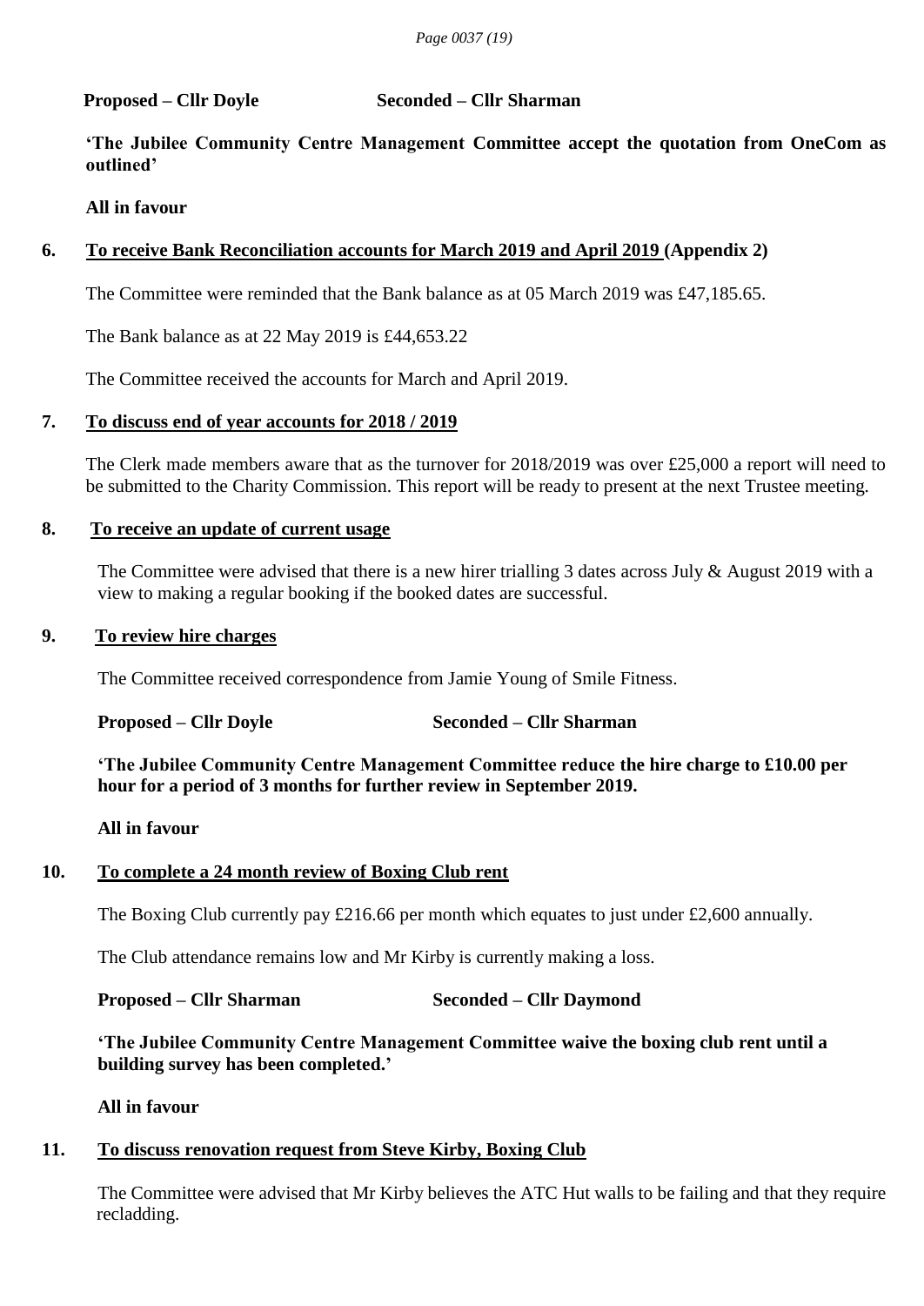**Proposed – Cllr Doyle** **Seconded – Cllr Sharman**

**'The Jubilee Community Centre Management Committee accept the quotation from OneCom as outlined'**

**All in favour**

## 6. To receive Bank Reconciliation accounts for March 2019 and April 2019 (Appendix 2)

The Committee were reminded that the Bank balance as at 05 March 2019 was £47,185.65.

The Bank balance as at 22 May 2019 is £44,653.22

The Committee received the accounts for March and April 2019.

## 7. To discuss end of year accounts for 2018 / 2019

The Clerk made members aware that as the turnover for 2018/2019 was over £25,000 a report will need to be submitted to the Charity Commission. This report will be ready to present at the next Trustee meeting.

## 8. To receive an update of current usage

The Committee were advised that there is a new hirer trialling 3 dates across July & August 2019 with a view to making a regular booking if the booked dates are successful.

## 9. To review hire charges

The Committee received correspondence from Jamie Young of Smile Fitness.

**Proposed – Cllr Doyle** **Seconded – Cllr Sharman**

**'The Jubilee Community Centre Management Committee reduce the hire charge to £10.00 per hour for a period of 3 months for further review in September 2019.**

**All in favour**

## 10. To complete a 24 month review of Boxing Club rent

The Boxing Club currently pay £216.66 per month which equates to just under £2,600 annually.

The Club attendance remains low and Mr Kirby is currently making a loss.

**Proposed – Cllr Sharman** **Seconded – Cllr Daymond**

**'The Jubilee Community Centre Management Committee waive the boxing club rent until a building survey has been completed.'**

**All in favour**

## 11. To discuss renovation request from Steve Kirby, Boxing Club

The Committee were advised that Mr Kirby believes the ATC Hut walls to be failing and that they require recladding.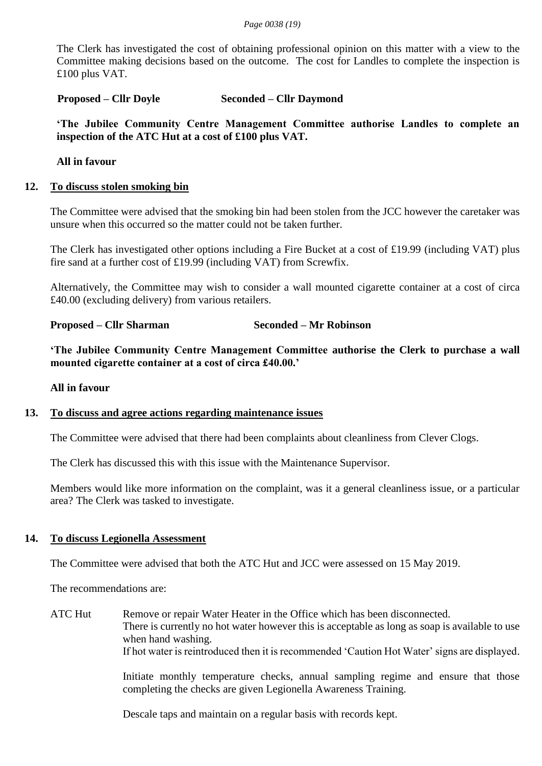The Clerk has investigated the cost of obtaining professional opinion on this matter with a view to the Committee making decisions based on the outcome. The cost for Landles to complete the inspection is £100 plus VAT.

**Proposed – Cllr Doyle** **Seconded – Cllr Daymond**

**'The Jubilee Community Centre Management Committee authorise Landles to complete an inspection of the ATC Hut at a cost of £100 plus VAT.**

**All in favour**

## 12. To discuss stolen smoking bin

The Committee were advised that the smoking bin had been stolen from the JCC however the caretaker was unsure when this occurred so the matter could not be taken further.

The Clerk has investigated other options including a Fire Bucket at a cost of £19.99 (including VAT) plus fire sand at a further cost of £19.99 (including VAT) from Screwfix.

Alternatively, the Committee may wish to consider a wall mounted cigarette container at a cost of circa £40.00 (excluding delivery) from various retailers.

**Proposed – Cllr Sharman** **Seconded – Mr Robinson**

**'The Jubilee Community Centre Management Committee authorise the Clerk to purchase a wall mounted cigarette container at a cost of circa £40.00.'**

**All in favour**

## 13. To discuss and agree actions regarding maintenance issues

The Committee were advised that there had been complaints about cleanliness from Clever Clogs.

The Clerk has discussed this with this issue with the Maintenance Supervisor.

Members would like more information on the complaint, was it a general cleanliness issue, or a particular area? The Clerk was tasked to investigate.

## 14. To discuss Legionella Assessment

The Committee were advised that both the ATC Hut and JCC were assessed on 15 May 2019.

The recommendations are:

ATC Hut

Remove or repair Water Heater in the Office which has been disconnected.
There is currently no hot water however this is acceptable as long as soap is available to use when hand washing.
If hot water is reintroduced then it is recommended 'Caution Hot Water' signs are displayed.

Initiate monthly temperature checks, annual sampling regime and ensure that those completing the checks are given Legionella Awareness Training.

Descale taps and maintain on a regular basis with records kept.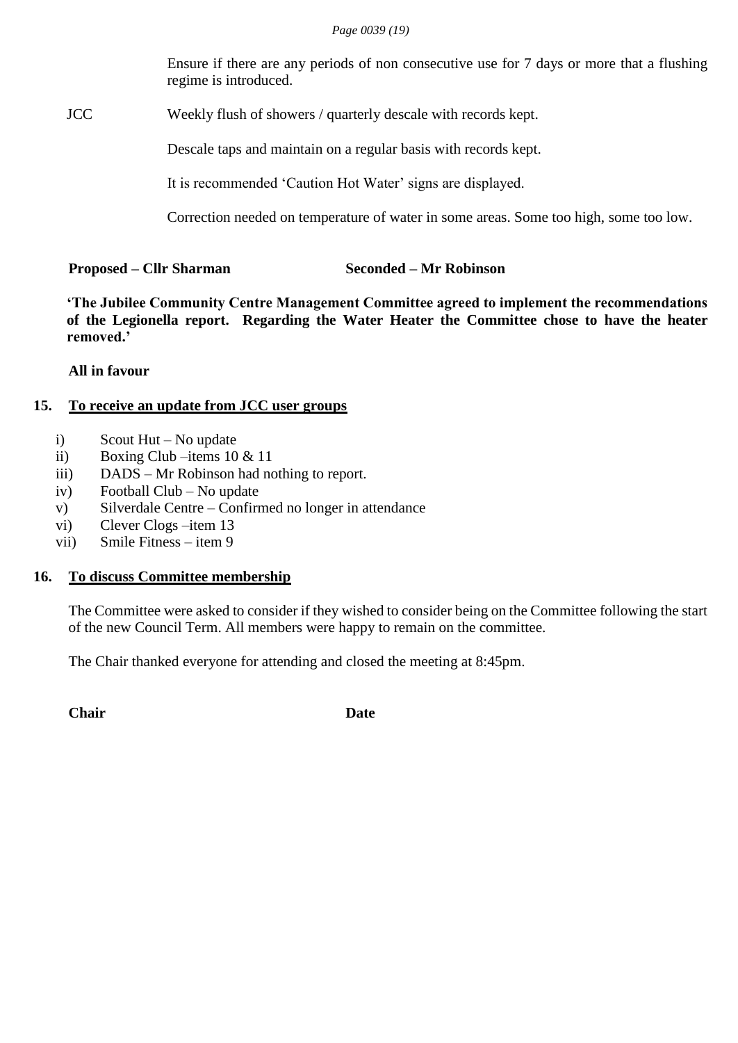Ensure if there are any periods of non consecutive use for 7 days or more that a flushing regime is introduced.

JCC Weekly flush of showers / quarterly descale with records kept.

Descale taps and maintain on a regular basis with records kept.

It is recommended 'Caution Hot Water' signs are displayed.

Correction needed on temperature of water in some areas. Some too high, some too low.

**Proposed – Cllr Sharman** **Seconded – Mr Robinson**

**'The Jubilee Community Centre Management Committee agreed to implement the recommendations of the Legionella report. Regarding the Water Heater the Committee chose to have the heater removed.'**

**All in favour**

## 15. To receive an update from JCC user groups

i) Scout Hut – No update
ii) Boxing Club –items 10 & 11
iii) DADS – Mr Robinson had nothing to report.
iv) Football Club – No update
v) Silverdale Centre – Confirmed no longer in attendance
vi) Clever Clogs –item 13
vii) Smile Fitness – item 9

## 16. To discuss Committee membership

The Committee were asked to consider if they wished to consider being on the Committee following the start of the new Council Term. All members were happy to remain on the committee.

The Chair thanked everyone for attending and closed the meeting at 8:45pm.

**Chair** **Date**